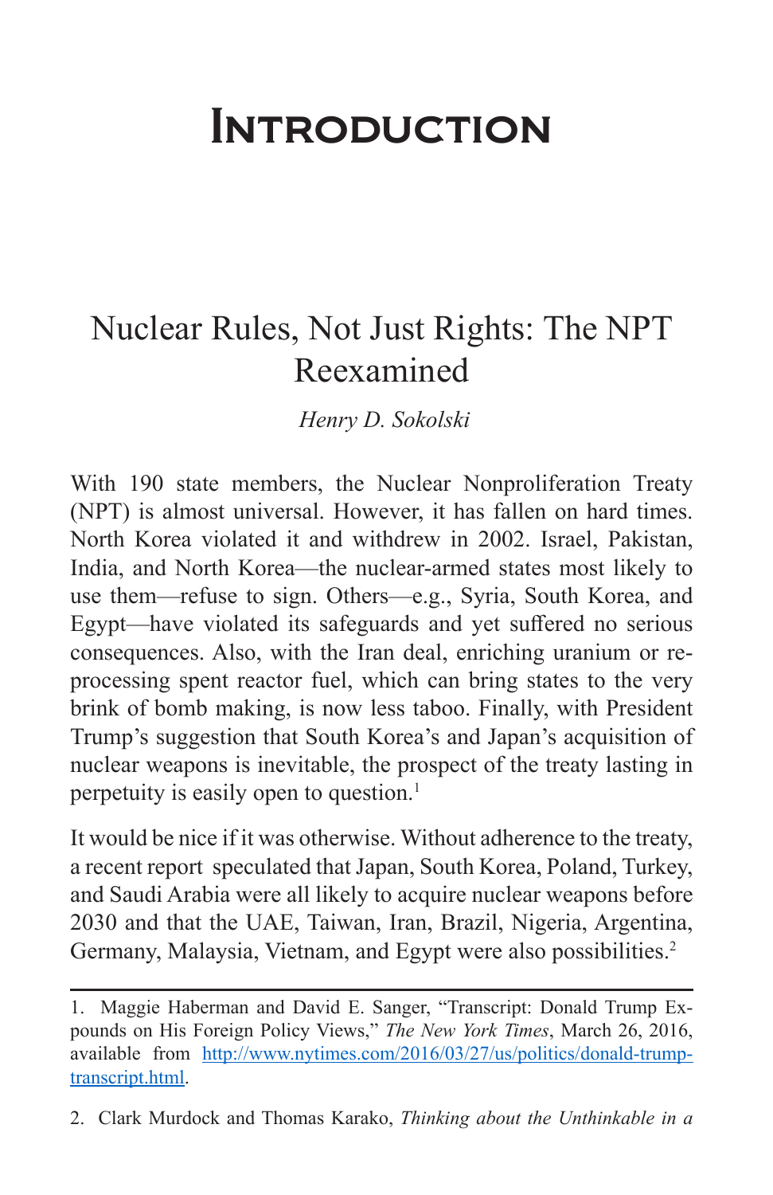# Introduction

## Nuclear Rules, Not Just Rights: The NPT Reexamined

*Henry D. Sokolski*

With 190 state members, the Nuclear Nonproliferation Treaty (NPT) is almost universal. However, it has fallen on hard times. North Korea violated it and withdrew in 2002. Israel, Pakistan, India, and North Korea—the nuclear-armed states most likely to use them—refuse to sign. Others—e.g., Syria, South Korea, and Egypt—have violated its safeguards and yet suffered no serious consequences. Also, with the Iran deal, enriching uranium or reprocessing spent reactor fuel, which can bring states to the very brink of bomb making, is now less taboo. Finally, with President Trump's suggestion that South Korea's and Japan's acquisition of nuclear weapons is inevitable, the prospect of the treaty lasting in perpetuity is easily open to question.[1]

It would be nice if it was otherwise. Without adherence to the treaty, a recent report speculated that Japan, South Korea, Poland, Turkey, and Saudi Arabia were all likely to acquire nuclear weapons before 2030 and that the UAE, Taiwan, Iran, Brazil, Nigeria, Argentina, Germany, Malaysia, Vietnam, and Egypt were also possibilities.[2]

---

1. Maggie Haberman and David E. Sanger, "Transcript: Donald Trump Expounds on His Foreign Policy Views," *The New York Times*, March 26, 2016, available from http://www.nytimes.com/2016/03/27/us/politics/donald-trump-transcript.html.

2. Clark Murdock and Thomas Karako, *Thinking about the Unthinkable in a*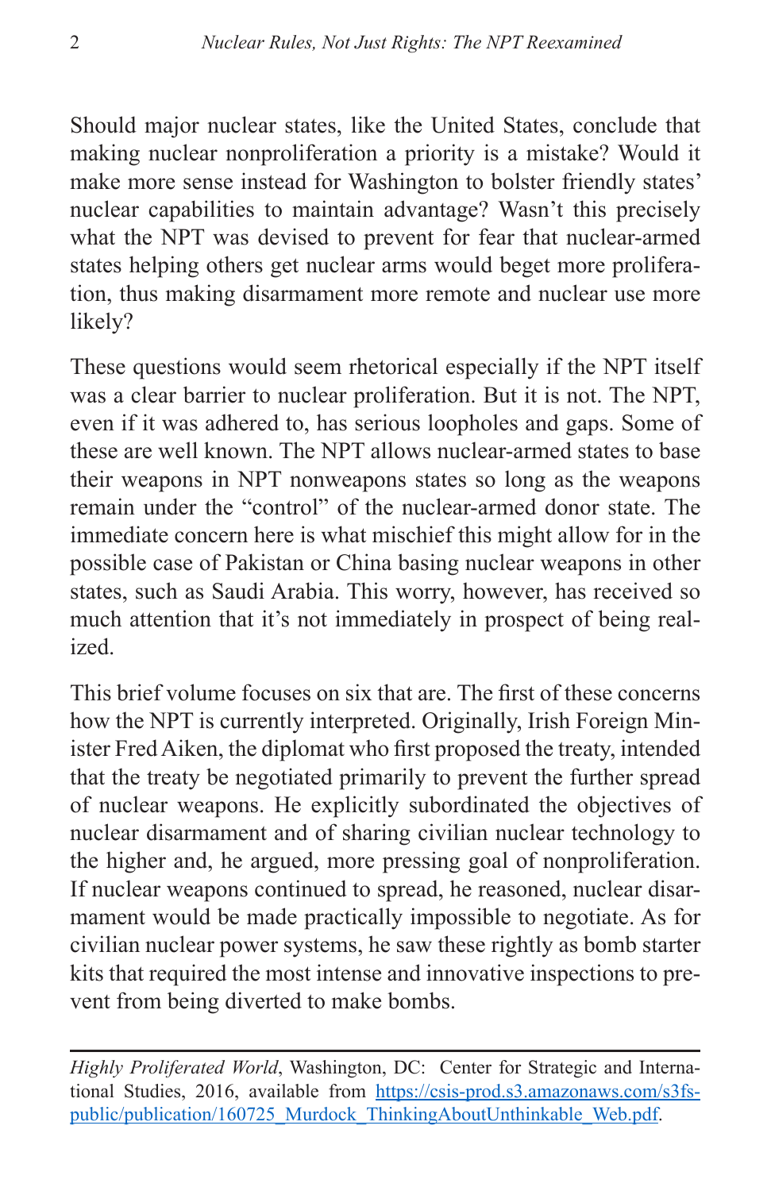Should major nuclear states, like the United States, conclude that making nuclear nonproliferation a priority is a mistake? Would it make more sense instead for Washington to bolster friendly states' nuclear capabilities to maintain advantage? Wasn't this precisely what the NPT was devised to prevent for fear that nuclear-armed states helping others get nuclear arms would beget more proliferation, thus making disarmament more remote and nuclear use more likely?

These questions would seem rhetorical especially if the NPT itself was a clear barrier to nuclear proliferation. But it is not. The NPT, even if it was adhered to, has serious loopholes and gaps. Some of these are well known. The NPT allows nuclear-armed states to base their weapons in NPT nonweapons states so long as the weapons remain under the "control" of the nuclear-armed donor state. The immediate concern here is what mischief this might allow for in the possible case of Pakistan or China basing nuclear weapons in other states, such as Saudi Arabia. This worry, however, has received so much attention that it's not immediately in prospect of being realized.

This brief volume focuses on six that are. The first of these concerns how the NPT is currently interpreted. Originally, Irish Foreign Minister Fred Aiken, the diplomat who first proposed the treaty, intended that the treaty be negotiated primarily to prevent the further spread of nuclear weapons. He explicitly subordinated the objectives of nuclear disarmament and of sharing civilian nuclear technology to the higher and, he argued, more pressing goal of nonproliferation. If nuclear weapons continued to spread, he reasoned, nuclear disarmament would be made practically impossible to negotiate. As for civilian nuclear power systems, he saw these rightly as bomb starter kits that required the most intense and innovative inspections to prevent from being diverted to make bombs.

---

*Highly Proliferated World*, Washington, DC: Center for Strategic and International Studies, 2016, available from [https://csis-prod.s3.amazonaws.com/s3fs-public/publication/160725_Murdock_ThinkingAboutUnthinkable_Web.pdf](https://csis-prod.s3.amazonaws.com/s3fs-public/publication/160725_Murdock_ThinkingAboutUnthinkable_Web.pdf).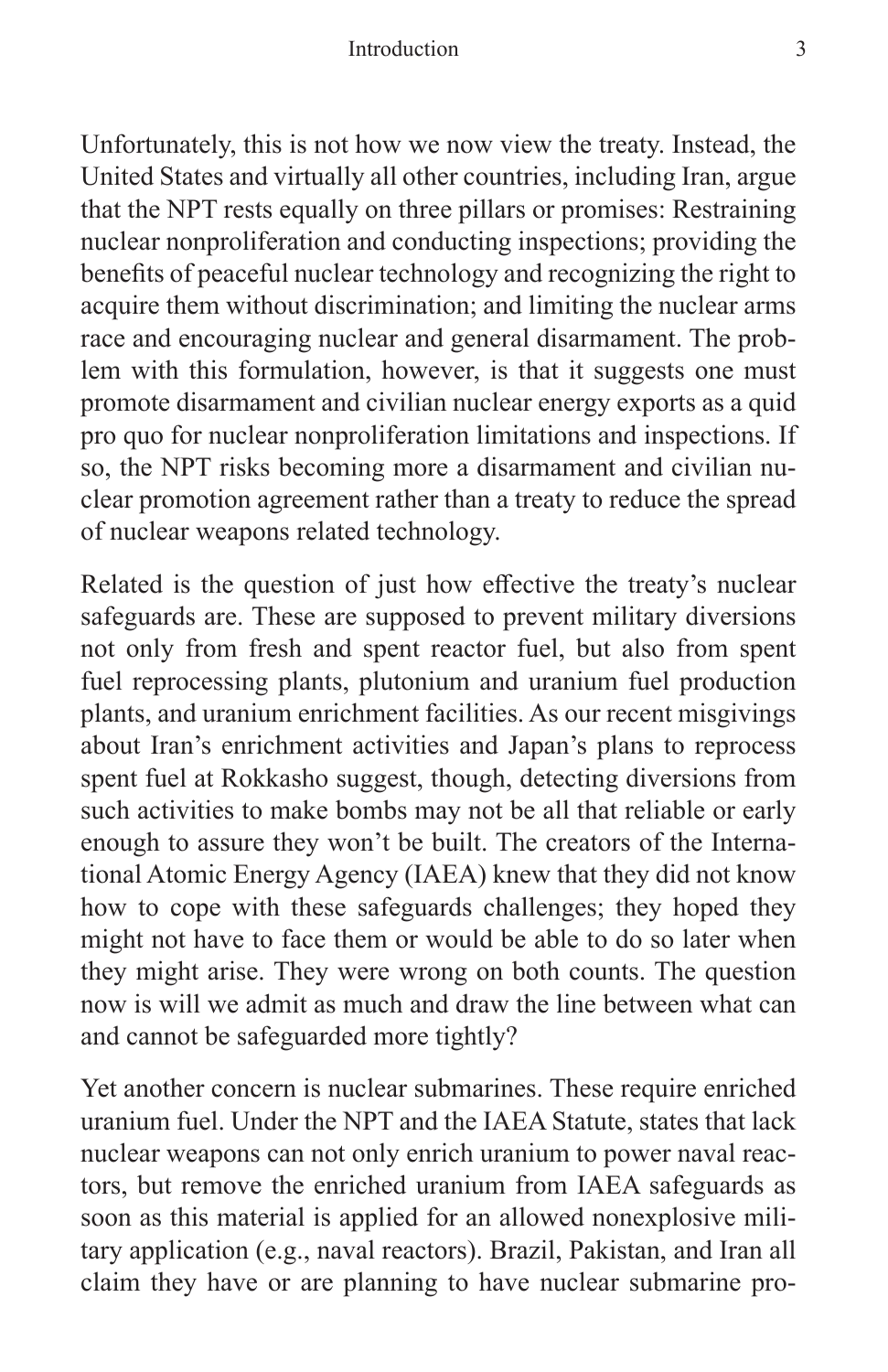Unfortunately, this is not how we now view the treaty. Instead, the United States and virtually all other countries, including Iran, argue that the NPT rests equally on three pillars or promises: Restraining nuclear nonproliferation and conducting inspections; providing the benefits of peaceful nuclear technology and recognizing the right to acquire them without discrimination; and limiting the nuclear arms race and encouraging nuclear and general disarmament. The problem with this formulation, however, is that it suggests one must promote disarmament and civilian nuclear energy exports as a quid pro quo for nuclear nonproliferation limitations and inspections. If so, the NPT risks becoming more a disarmament and civilian nuclear promotion agreement rather than a treaty to reduce the spread of nuclear weapons related technology.

Related is the question of just how effective the treaty's nuclear safeguards are. These are supposed to prevent military diversions not only from fresh and spent reactor fuel, but also from spent fuel reprocessing plants, plutonium and uranium fuel production plants, and uranium enrichment facilities. As our recent misgivings about Iran's enrichment activities and Japan's plans to reprocess spent fuel at Rokkasho suggest, though, detecting diversions from such activities to make bombs may not be all that reliable or early enough to assure they won't be built. The creators of the International Atomic Energy Agency (IAEA) knew that they did not know how to cope with these safeguards challenges; they hoped they might not have to face them or would be able to do so later when they might arise. They were wrong on both counts. The question now is will we admit as much and draw the line between what can and cannot be safeguarded more tightly?

Yet another concern is nuclear submarines. These require enriched uranium fuel. Under the NPT and the IAEA Statute, states that lack nuclear weapons can not only enrich uranium to power naval reactors, but remove the enriched uranium from IAEA safeguards as soon as this material is applied for an allowed nonexplosive military application (e.g., naval reactors). Brazil, Pakistan, and Iran all claim they have or are planning to have nuclear submarine pro-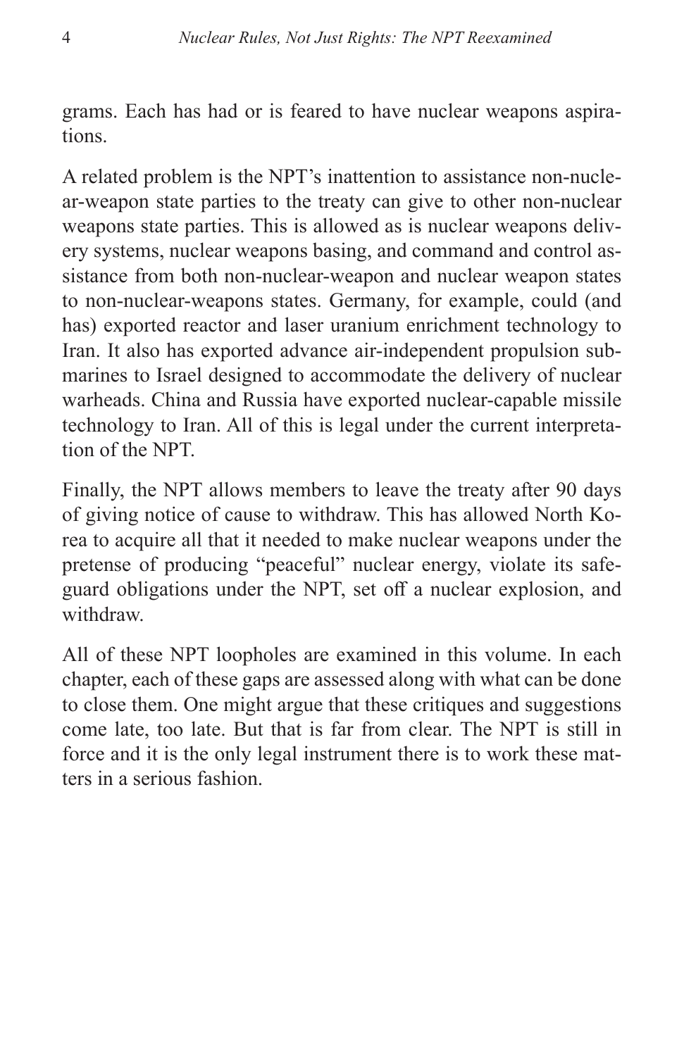grams. Each has had or is feared to have nuclear weapons aspirations.

A related problem is the NPT's inattention to assistance non-nuclear-weapon state parties to the treaty can give to other non-nuclear weapons state parties. This is allowed as is nuclear weapons delivery systems, nuclear weapons basing, and command and control assistance from both non-nuclear-weapon and nuclear weapon states to non-nuclear-weapons states. Germany, for example, could (and has) exported reactor and laser uranium enrichment technology to Iran. It also has exported advance air-independent propulsion submarines to Israel designed to accommodate the delivery of nuclear warheads. China and Russia have exported nuclear-capable missile technology to Iran. All of this is legal under the current interpretation of the NPT.

Finally, the NPT allows members to leave the treaty after 90 days of giving notice of cause to withdraw. This has allowed North Korea to acquire all that it needed to make nuclear weapons under the pretense of producing "peaceful" nuclear energy, violate its safeguard obligations under the NPT, set off a nuclear explosion, and withdraw.

All of these NPT loopholes are examined in this volume. In each chapter, each of these gaps are assessed along with what can be done to close them. One might argue that these critiques and suggestions come late, too late. But that is far from clear. The NPT is still in force and it is the only legal instrument there is to work these matters in a serious fashion.